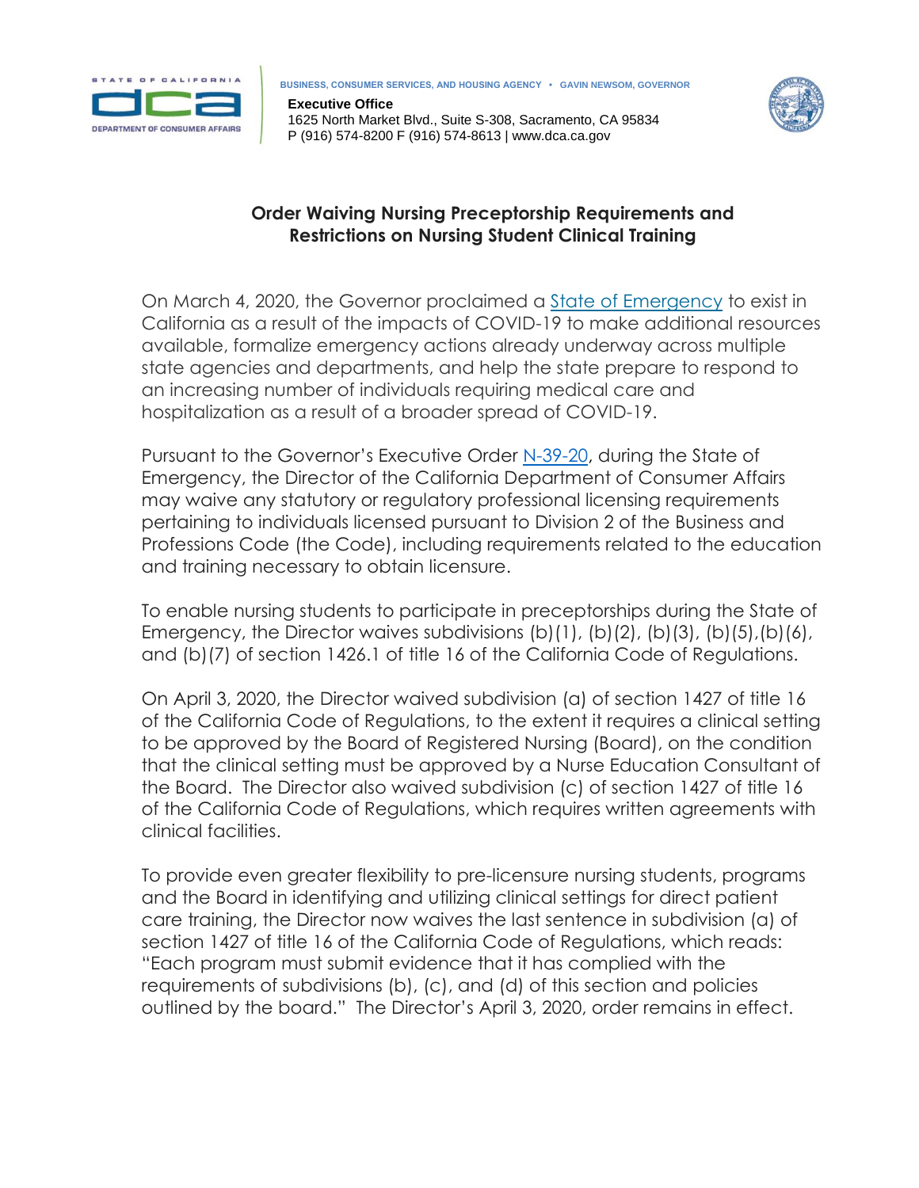STATE OF CALIFORNIA
DEPARTMENT OF CONSUMER AFFAIRS

BUSINESS, CONSUMER SERVICES, AND HOUSING AGENCY • GAVIN NEWSOM, GOVERNOR

**Executive Office**
1625 North Market Blvd., Suite S-308, Sacramento, CA 95834
P (916) 574-8200 F (916) 574-8613 | www.dca.ca.gov

## Order Waiving Nursing Preceptorship Requirements and Restrictions on Nursing Student Clinical Training

On March 4, 2020, the Governor proclaimed a State of Emergency to exist in California as a result of the impacts of COVID-19 to make additional resources available, formalize emergency actions already underway across multiple state agencies and departments, and help the state prepare to respond to an increasing number of individuals requiring medical care and hospitalization as a result of a broader spread of COVID-19.

Pursuant to the Governor's Executive Order N-39-20, during the State of Emergency, the Director of the California Department of Consumer Affairs may waive any statutory or regulatory professional licensing requirements pertaining to individuals licensed pursuant to Division 2 of the Business and Professions Code (the Code), including requirements related to the education and training necessary to obtain licensure.

To enable nursing students to participate in preceptorships during the State of Emergency, the Director waives subdivisions (b)(1), (b)(2), (b)(3), (b)(5),(b)(6), and (b)(7) of section 1426.1 of title 16 of the California Code of Regulations.

On April 3, 2020, the Director waived subdivision (a) of section 1427 of title 16 of the California Code of Regulations, to the extent it requires a clinical setting to be approved by the Board of Registered Nursing (Board), on the condition that the clinical setting must be approved by a Nurse Education Consultant of the Board. The Director also waived subdivision (c) of section 1427 of title 16 of the California Code of Regulations, which requires written agreements with clinical facilities.

To provide even greater flexibility to pre-licensure nursing students, programs and the Board in identifying and utilizing clinical settings for direct patient care training, the Director now waives the last sentence in subdivision (a) of section 1427 of title 16 of the California Code of Regulations, which reads: "Each program must submit evidence that it has complied with the requirements of subdivisions (b), (c), and (d) of this section and policies outlined by the board." The Director's April 3, 2020, order remains in effect.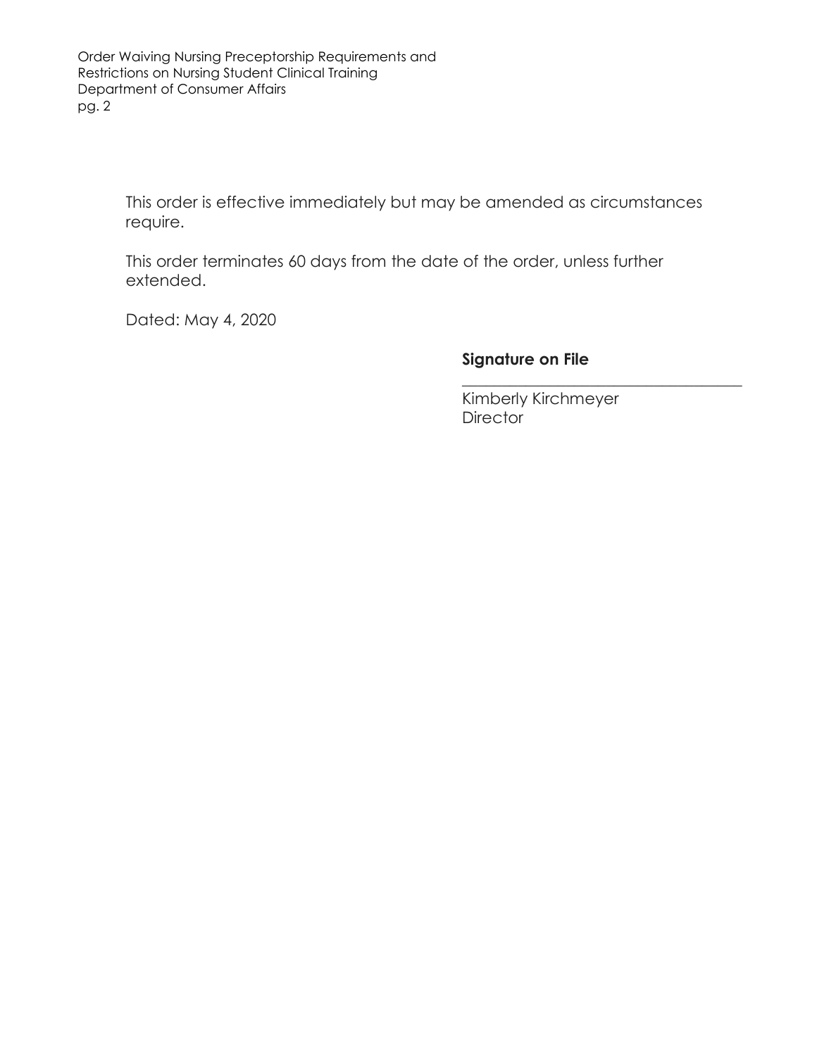This order is effective immediately but may be amended as circumstances require.

This order terminates 60 days from the date of the order, unless further extended.

Dated: May 4, 2020

**Signature on File**

_______________________________

Kimberly Kirchmeyer
Director